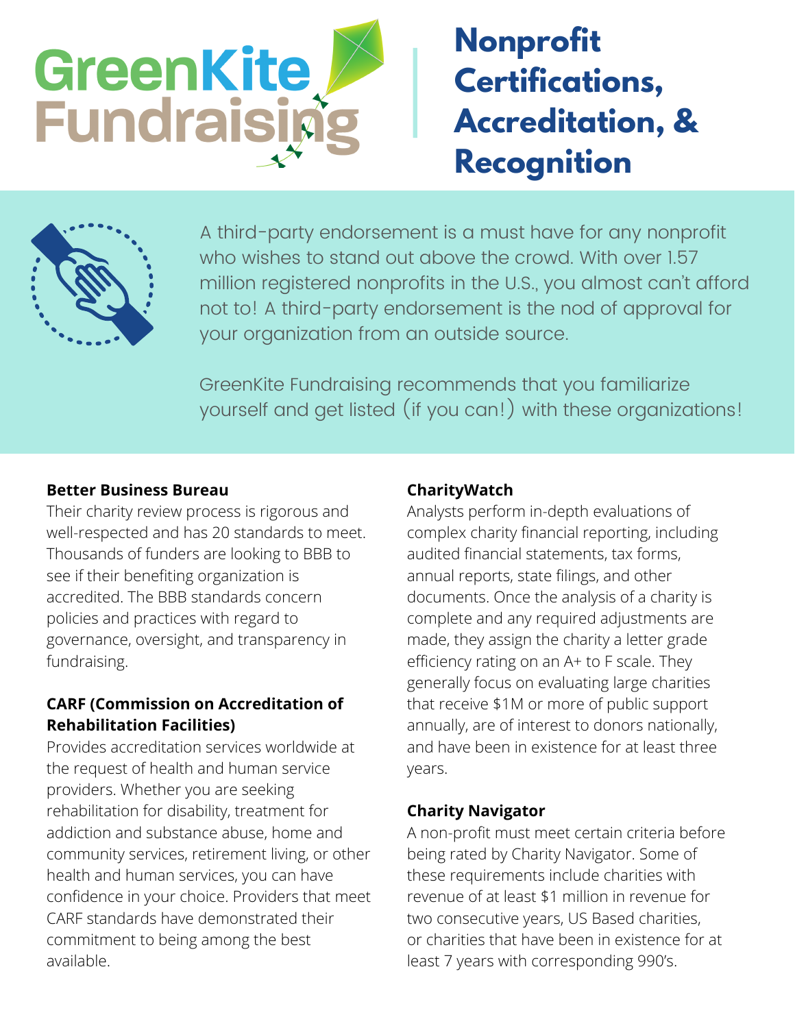# GreenKite Fundraising

# Nonprofit Certifications, Accreditation, & Recognition

A third-party endorsement is a must have for any nonprofit who wishes to stand out above the crowd. With over 1.57 million registered nonprofits in the U.S., you almost can't afford not to! A third-party endorsement is the nod of approval for your organization from an outside source.

GreenKite Fundraising recommends that you familiarize yourself and get listed (if you can!) with these organizations!

**Better Business Bureau**
Their charity review process is rigorous and well-respected and has 20 standards to meet. Thousands of funders are looking to BBB to see if their benefiting organization is accredited. The BBB standards concern policies and practices with regard to governance, oversight, and transparency in fundraising.

**CARF (Commission on Accreditation of Rehabilitation Facilities)**
Provides accreditation services worldwide at the request of health and human service providers. Whether you are seeking rehabilitation for disability, treatment for addiction and substance abuse, home and community services, retirement living, or other health and human services, you can have confidence in your choice. Providers that meet CARF standards have demonstrated their commitment to being among the best available.

**CharityWatch**
Analysts perform in-depth evaluations of complex charity financial reporting, including audited financial statements, tax forms, annual reports, state filings, and other documents. Once the analysis of a charity is complete and any required adjustments are made, they assign the charity a letter grade efficiency rating on an A+ to F scale. They generally focus on evaluating large charities that receive $1M or more of public support annually, are of interest to donors nationally, and have been in existence for at least three years.

**Charity Navigator**
A non-profit must meet certain criteria before being rated by Charity Navigator. Some of these requirements include charities with revenue of at least $1 million in revenue for two consecutive years, US Based charities, or charities that have been in existence for at least 7 years with corresponding 990's.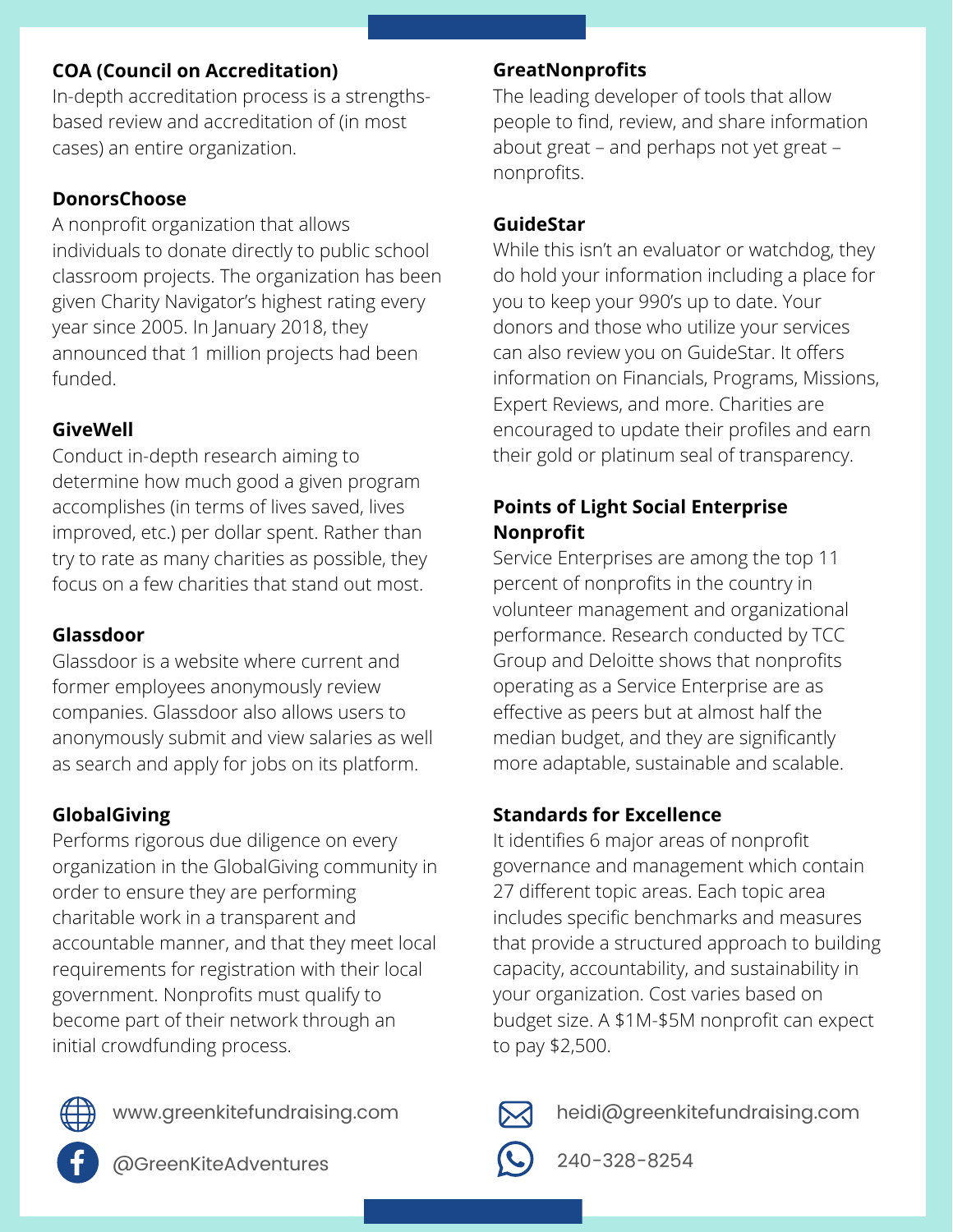**COA (Council on Accreditation)**
In-depth accreditation process is a strengths-based review and accreditation of (in most cases) an entire organization.

**DonorsChoose**
A nonprofit organization that allows individuals to donate directly to public school classroom projects. The organization has been given Charity Navigator's highest rating every year since 2005. In January 2018, they announced that 1 million projects had been funded.

**GiveWell**
Conduct in-depth research aiming to determine how much good a given program accomplishes (in terms of lives saved, lives improved, etc.) per dollar spent. Rather than try to rate as many charities as possible, they focus on a few charities that stand out most.

**Glassdoor**
Glassdoor is a website where current and former employees anonymously review companies. Glassdoor also allows users to anonymously submit and view salaries as well as search and apply for jobs on its platform.

**GlobalGiving**
Performs rigorous due diligence on every organization in the GlobalGiving community in order to ensure they are performing charitable work in a transparent and accountable manner, and that they meet local requirements for registration with their local government. Nonprofits must qualify to become part of their network through an initial crowdfunding process.

**GreatNonprofits**
The leading developer of tools that allow people to find, review, and share information about great – and perhaps not yet great – nonprofits.

**GuideStar**
While this isn't an evaluator or watchdog, they do hold your information including a place for you to keep your 990's up to date. Your donors and those who utilize your services can also review you on GuideStar. It offers information on Financials, Programs, Missions, Expert Reviews, and more. Charities are encouraged to update their profiles and earn their gold or platinum seal of transparency.

**Points of Light Social Enterprise Nonprofit**
Service Enterprises are among the top 11 percent of nonprofits in the country in volunteer management and organizational performance. Research conducted by TCC Group and Deloitte shows that nonprofits operating as a Service Enterprise are as effective as peers but at almost half the median budget, and they are significantly more adaptable, sustainable and scalable.

**Standards for Excellence**
It identifies 6 major areas of nonprofit governance and management which contain 27 different topic areas. Each topic area includes specific benchmarks and measures that provide a structured approach to building capacity, accountability, and sustainability in your organization. Cost varies based on budget size. A $1M-$5M nonprofit can expect to pay $2,500.

www.greenkitefundraising.com

@GreenKiteAdventures

heidi@greenkitefundraising.com

240-328-8254